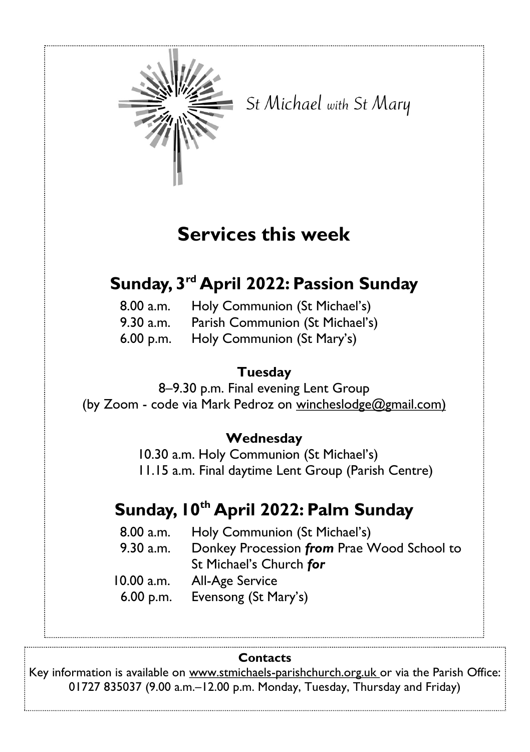St Michael *with* St Mary

# Services this week

## Sunday, 3rd April 2022: Passion Sunday

8.00 a.m. Holy Communion (St Michael's)
9.30 a.m. Parish Communion (St Michael's)
6.00 p.m. Holy Communion (St Mary's)

### Tuesday

8–9.30 p.m. Final evening Lent Group
(by Zoom - code via Mark Pedroz on wincheslodge@gmail.com)

### Wednesday

10.30 a.m. Holy Communion (St Michael's)
11.15 a.m. Final daytime Lent Group (Parish Centre)

## Sunday, 10th April 2022: Palm Sunday

8.00 a.m. Holy Communion (St Michael's)
9.30 a.m. Donkey Procession ***from*** Prae Wood School to St Michael's Church ***for***
10.00 a.m. All-Age Service
6.00 p.m. Evensong (St Mary's)

**Contacts**

Key information is available on www.stmichaels-parishchurch.org.uk or via the Parish Office: 01727 835037 (9.00 a.m.–12.00 p.m. Monday, Tuesday, Thursday and Friday)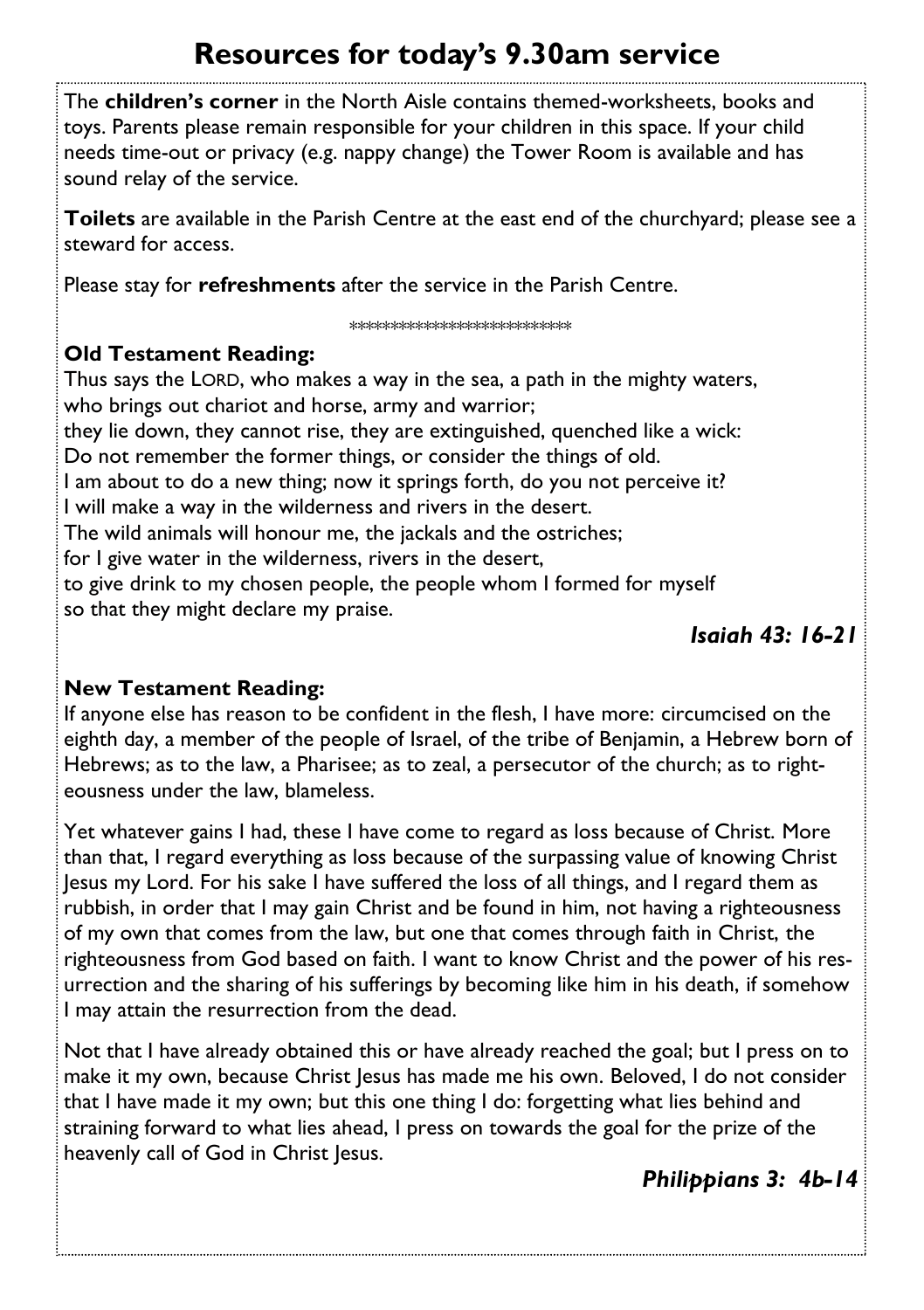# Resources for today's 9.30am service

The **children's corner** in the North Aisle contains themed-worksheets, books and toys. Parents please remain responsible for your children in this space. If your child needs time-out or privacy (e.g. nappy change) the Tower Room is available and has sound relay of the service.

**Toilets** are available in the Parish Centre at the east end of the churchyard; please see a steward for access.

Please stay for **refreshments** after the service in the Parish Centre.

**************************

**Old Testament Reading:**

Thus says the LORD, who makes a way in the sea, a path in the mighty waters,
who brings out chariot and horse, army and warrior;
they lie down, they cannot rise, they are extinguished, quenched like a wick:
Do not remember the former things, or consider the things of old.
I am about to do a new thing; now it springs forth, do you not perceive it?
I will make a way in the wilderness and rivers in the desert.
The wild animals will honour me, the jackals and the ostriches;
for I give water in the wilderness, rivers in the desert,
to give drink to my chosen people, the people whom I formed for myself
so that they might declare my praise.

***Isaiah 43: 16-21***

**New Testament Reading:**

If anyone else has reason to be confident in the flesh, I have more: circumcised on the eighth day, a member of the people of Israel, of the tribe of Benjamin, a Hebrew born of Hebrews; as to the law, a Pharisee; as to zeal, a persecutor of the church; as to righteousness under the law, blameless.

Yet whatever gains I had, these I have come to regard as loss because of Christ. More than that, I regard everything as loss because of the surpassing value of knowing Christ Jesus my Lord. For his sake I have suffered the loss of all things, and I regard them as rubbish, in order that I may gain Christ and be found in him, not having a righteousness of my own that comes from the law, but one that comes through faith in Christ, the righteousness from God based on faith. I want to know Christ and the power of his resurrection and the sharing of his sufferings by becoming like him in his death, if somehow I may attain the resurrection from the dead.

Not that I have already obtained this or have already reached the goal; but I press on to make it my own, because Christ Jesus has made me his own. Beloved, I do not consider that I have made it my own; but this one thing I do: forgetting what lies behind and straining forward to what lies ahead, I press on towards the goal for the prize of the heavenly call of God in Christ Jesus.

***Philippians 3: 4b-14***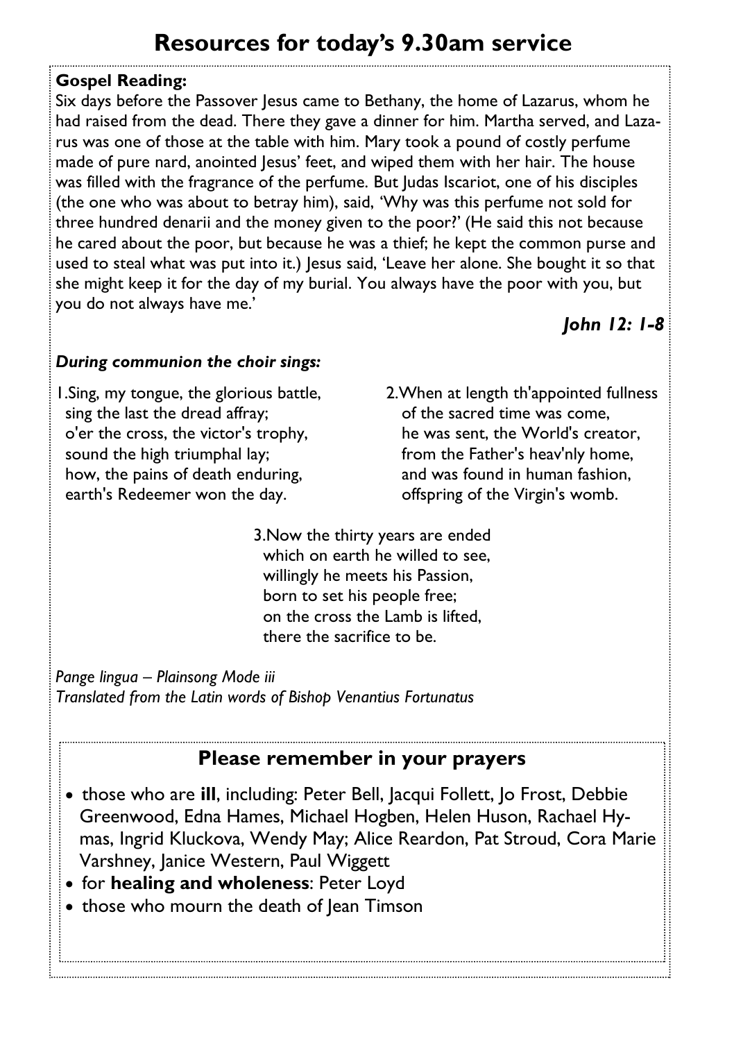# Resources for today's 9.30am service

**Gospel Reading:**

Six days before the Passover Jesus came to Bethany, the home of Lazarus, whom he had raised from the dead. There they gave a dinner for him. Martha served, and Lazarus was one of those at the table with him. Mary took a pound of costly perfume made of pure nard, anointed Jesus' feet, and wiped them with her hair. The house was filled with the fragrance of the perfume. But Judas Iscariot, one of his disciples (the one who was about to betray him), said, 'Why was this perfume not sold for three hundred denarii and the money given to the poor?' (He said this not because he cared about the poor, but because he was a thief; he kept the common purse and used to steal what was put into it.) Jesus said, 'Leave her alone. She bought it so that she might keep it for the day of my burial. You always have the poor with you, but you do not always have me.'

***John 12: 1-8***

***During communion the choir sings:***

1. Sing, my tongue, the glorious battle,
sing the last the dread affray;
o'er the cross, the victor's trophy,
sound the high triumphal lay;
how, the pains of death enduring,
earth's Redeemer won the day.

2. When at length th'appointed fullness
of the sacred time was come,
he was sent, the World's creator,
from the Father's heav'nly home,
and was found in human fashion,
offspring of the Virgin's womb.

3. Now the thirty years are ended
which on earth he willed to see,
willingly he meets his Passion,
born to set his people free;
on the cross the Lamb is lifted,
there the sacrifice to be.

*Pange lingua – Plainsong Mode iii*
*Translated from the Latin words of Bishop Venantius Fortunatus*

## Please remember in your prayers

- those who are **ill**, including: Peter Bell, Jacqui Follett, Jo Frost, Debbie Greenwood, Edna Hames, Michael Hogben, Helen Huson, Rachael Hymas, Ingrid Kluckova, Wendy May; Alice Reardon, Pat Stroud, Cora Marie Varshney, Janice Western, Paul Wiggett
- for **healing and wholeness**: Peter Loyd
- those who mourn the death of Jean Timson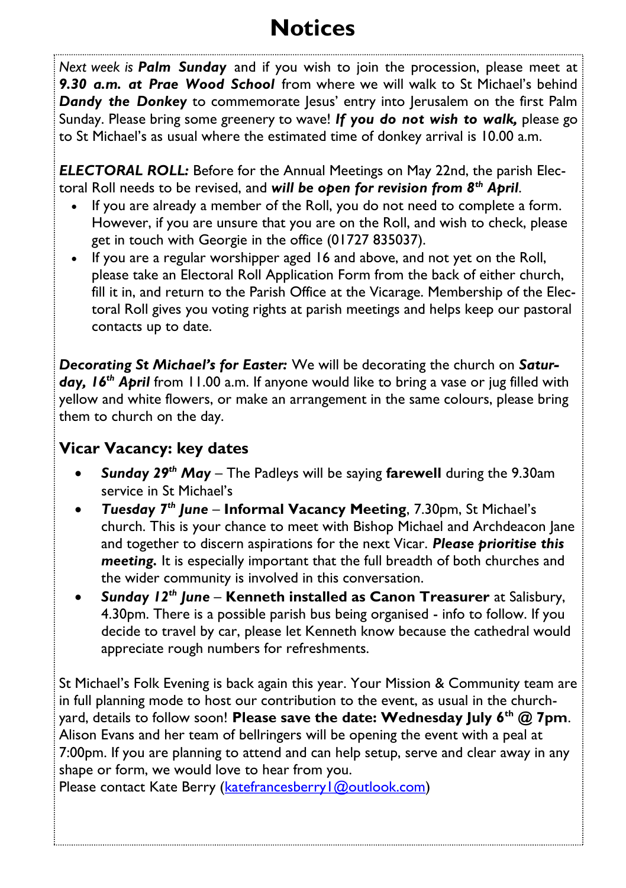# Notices

*Next week is* ***Palm Sunday*** and if you wish to join the procession, please meet at ***9.30 a.m. at Prae Wood School*** from where we will walk to St Michael's behind ***Dandy the Donkey*** to commemorate Jesus' entry into Jerusalem on the first Palm Sunday. Please bring some greenery to wave! ***If you do not wish to walk,*** please go to St Michael's as usual where the estimated time of donkey arrival is 10.00 a.m.

***ELECTORAL ROLL:*** Before for the Annual Meetings on May 22nd, the parish Electoral Roll needs to be revised, and ***will be open for revision from 8th April***.

- If you are already a member of the Roll, you do not need to complete a form. However, if you are unsure that you are on the Roll, and wish to check, please get in touch with Georgie in the office (01727 835037).
- If you are a regular worshipper aged 16 and above, and not yet on the Roll, please take an Electoral Roll Application Form from the back of either church, fill it in, and return to the Parish Office at the Vicarage. Membership of the Electoral Roll gives you voting rights at parish meetings and helps keep our pastoral contacts up to date.

***Decorating St Michael's for Easter:*** We will be decorating the church on ***Saturday, 16th April*** from 11.00 a.m. If anyone would like to bring a vase or jug filled with yellow and white flowers, or make an arrangement in the same colours, please bring them to church on the day.

## Vicar Vacancy: key dates

- ***Sunday 29th May*** – The Padleys will be saying **farewell** during the 9.30am service in St Michael's
- ***Tuesday 7th June*** – **Informal Vacancy Meeting**, 7.30pm, St Michael's church. This is your chance to meet with Bishop Michael and Archdeacon Jane and together to discern aspirations for the next Vicar. ***Please prioritise this meeting.*** It is especially important that the full breadth of both churches and the wider community is involved in this conversation.
- ***Sunday 12th June*** – **Kenneth installed as Canon Treasurer** at Salisbury, 4.30pm. There is a possible parish bus being organised - info to follow. If you decide to travel by car, please let Kenneth know because the cathedral would appreciate rough numbers for refreshments.

St Michael's Folk Evening is back again this year. Your Mission & Community team are in full planning mode to host our contribution to the event, as usual in the churchyard, details to follow soon! **Please save the date: Wednesday July 6th @ 7pm**. Alison Evans and her team of bellringers will be opening the event with a peal at 7:00pm. If you are planning to attend and can help setup, serve and clear away in any shape or form, we would love to hear from you.
Please contact Kate Berry (katefrancesberry1@outlook.com)